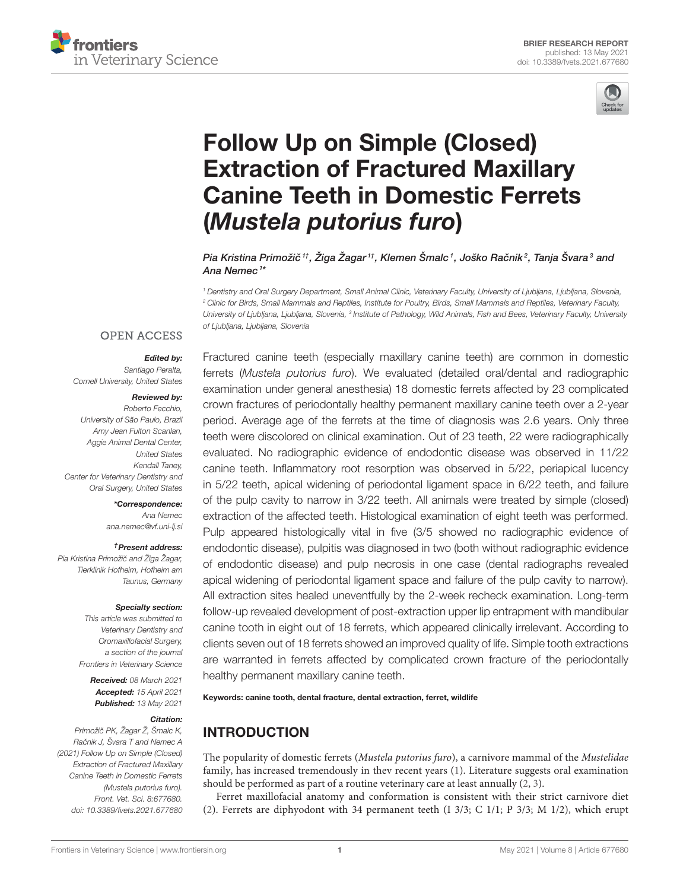BRIEF RESEARCH REPORT
published: 13 May 2021
doi: 10.3389/fvets.2021.677680

# Follow Up on Simple (Closed) Extraction of Fractured Maxillary Canine Teeth in Domestic Ferrets (*Mustela putorius furo*)

*Pia Kristina Primožič[1†], Žiga Žagar[1†], Klemen Šmalc[1], Joško Račnik[2], Tanja Švara[3] and Ana Nemec[1*]*

[1] Dentistry and Oral Surgery Department, Small Animal Clinic, Veterinary Faculty, University of Ljubljana, Ljubljana, Slovenia, [2] Clinic for Birds, Small Mammals and Reptiles, Institute for Poultry, Birds, Small Mammals and Reptiles, Veterinary Faculty, University of Ljubljana, Ljubljana, Slovenia, [3] Institute of Pathology, Wild Animals, Fish and Bees, Veterinary Faculty, University of Ljubljana, Ljubljana, Slovenia

OPEN ACCESS

**Edited by:**
Santiago Peralta,
Cornell University, United States

**Reviewed by:**
Roberto Fecchio,
University of São Paulo, Brazil
Amy Jean Fulton Scanlan,
Aggie Animal Dental Center,
United States
Kendall Taney,
Center for Veterinary Dentistry and
Oral Surgery, United States

***Correspondence:**
Ana Nemec
ana.nemec@vf.uni-lj.si

**†Present address:**
Pia Kristina Primožič and Žiga Žagar,
Tierklinik Hofheim, Hofheim am
Taunus, Germany

**Specialty section:**
This article was submitted to
Veterinary Dentistry and
Oromaxillofacial Surgery,
a section of the journal
Frontiers in Veterinary Science

**Received:** 08 March 2021
**Accepted:** 15 April 2021
**Published:** 13 May 2021

**Citation:**
Primožič PK, Žagar Ž, Šmalc K, Račnik J, Švara T and Nemec A (2021) Follow Up on Simple (Closed) Extraction of Fractured Maxillary Canine Teeth in Domestic Ferrets (Mustela putorius furo). Front. Vet. Sci. 8:677680. doi: 10.3389/fvets.2021.677680

Fractured canine teeth (especially maxillary canine teeth) are common in domestic ferrets (*Mustela putorius furo*). We evaluated (detailed oral/dental and radiographic examination under general anesthesia) 18 domestic ferrets affected by 23 complicated crown fractures of periodontally healthy permanent maxillary canine teeth over a 2-year period. Average age of the ferrets at the time of diagnosis was 2.6 years. Only three teeth were discolored on clinical examination. Out of 23 teeth, 22 were radiographically evaluated. No radiographic evidence of endodontic disease was observed in 11/22 canine teeth. Inflammatory root resorption was observed in 5/22, periapical lucency in 5/22 teeth, apical widening of periodontal ligament space in 6/22 teeth, and failure of the pulp cavity to narrow in 3/22 teeth. All animals were treated by simple (closed) extraction of the affected teeth. Histological examination of eight teeth was performed. Pulp appeared histologically vital in five (3/5 showed no radiographic evidence of endodontic disease), pulpitis was diagnosed in two (both without radiographic evidence of endodontic disease) and pulp necrosis in one case (dental radiographs revealed apical widening of periodontal ligament space and failure of the pulp cavity to narrow). All extraction sites healed uneventfully by the 2-week recheck examination. Long-term follow-up revealed development of post-extraction upper lip entrapment with mandibular canine tooth in eight out of 18 ferrets, which appeared clinically irrelevant. According to clients seven out of 18 ferrets showed an improved quality of life. Simple tooth extractions are warranted in ferrets affected by complicated crown fracture of the periodontally healthy permanent maxillary canine teeth.

**Keywords: canine tooth, dental fracture, dental extraction, ferret, wildlife**

## INTRODUCTION

The popularity of domestic ferrets (*Mustela putorius furo*), a carnivore mammal of the *Mustelidae* family, has increased tremendously in thev recent years (1). Literature suggests oral examination should be performed as part of a routine veterinary care at least annually (2, 3).

Ferret maxillofacial anatomy and conformation is consistent with their strict carnivore diet (2). Ferrets are diphyodont with 34 permanent teeth (I 3/3; C 1/1; P 3/3; M 1/2), which erupt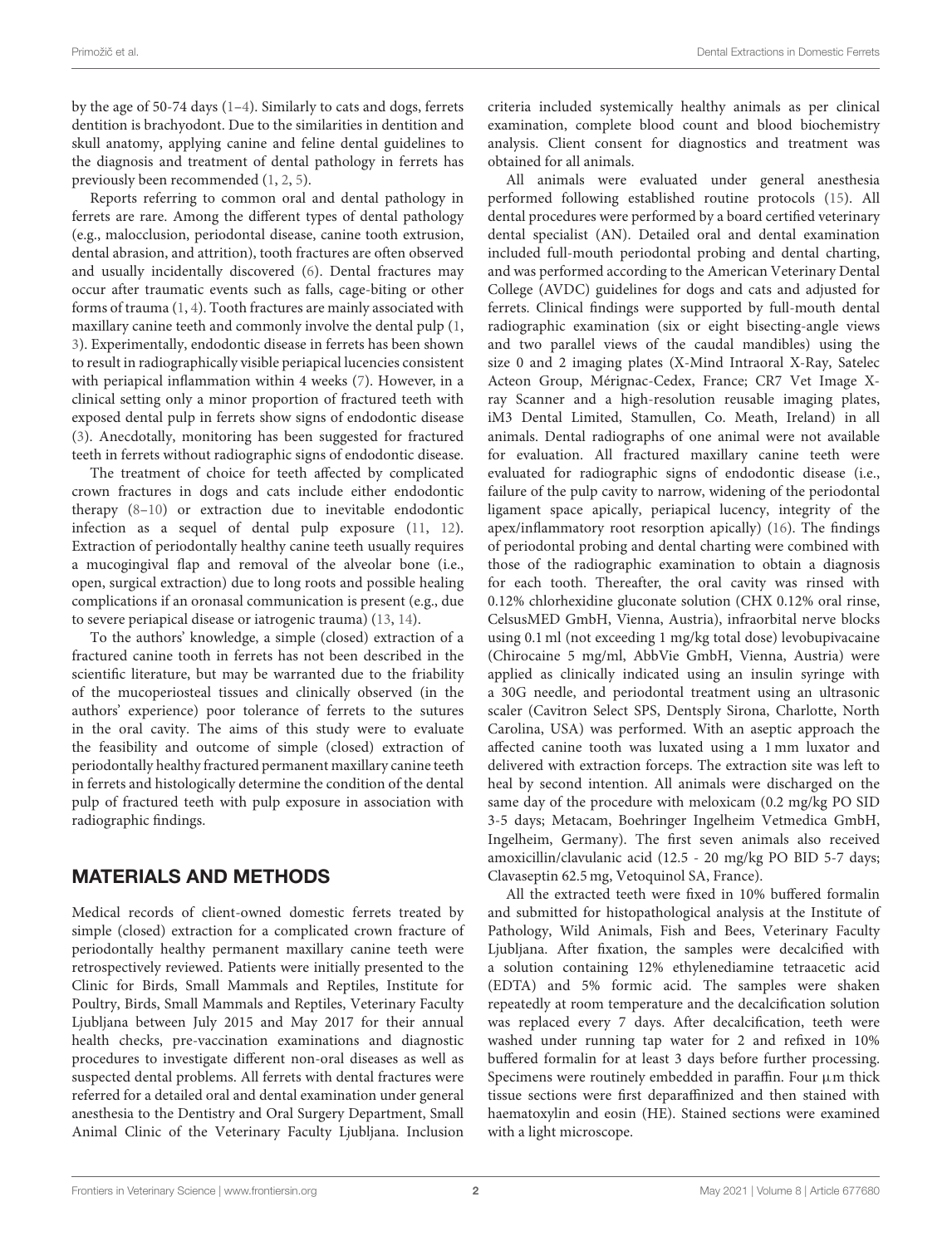by the age of 50-74 days (1–4). Similarly to cats and dogs, ferrets dentition is brachyodont. Due to the similarities in dentition and skull anatomy, applying canine and feline dental guidelines to the diagnosis and treatment of dental pathology in ferrets has previously been recommended (1, 2, 5).

Reports referring to common oral and dental pathology in ferrets are rare. Among the different types of dental pathology (e.g., malocclusion, periodontal disease, canine tooth extrusion, dental abrasion, and attrition), tooth fractures are often observed and usually incidentally discovered (6). Dental fractures may occur after traumatic events such as falls, cage-biting or other forms of trauma (1, 4). Tooth fractures are mainly associated with maxillary canine teeth and commonly involve the dental pulp (1, 3). Experimentally, endodontic disease in ferrets has been shown to result in radiographically visible periapical lucencies consistent with periapical inflammation within 4 weeks (7). However, in a clinical setting only a minor proportion of fractured teeth with exposed dental pulp in ferrets show signs of endodontic disease (3). Anecdotally, monitoring has been suggested for fractured teeth in ferrets without radiographic signs of endodontic disease.

The treatment of choice for teeth affected by complicated crown fractures in dogs and cats include either endodontic therapy (8–10) or extraction due to inevitable endodontic infection as a sequel of dental pulp exposure (11, 12). Extraction of periodontally healthy canine teeth usually requires a mucogingival flap and removal of the alveolar bone (i.e., open, surgical extraction) due to long roots and possible healing complications if an oronasal communication is present (e.g., due to severe periapical disease or iatrogenic trauma) (13, 14).

To the authors' knowledge, a simple (closed) extraction of a fractured canine tooth in ferrets has not been described in the scientific literature, but may be warranted due to the friability of the mucoperiosteal tissues and clinically observed (in the authors' experience) poor tolerance of ferrets to the sutures in the oral cavity. The aims of this study were to evaluate the feasibility and outcome of simple (closed) extraction of periodontally healthy fractured permanent maxillary canine teeth in ferrets and histologically determine the condition of the dental pulp of fractured teeth with pulp exposure in association with radiographic findings.

## MATERIALS AND METHODS

Medical records of client-owned domestic ferrets treated by simple (closed) extraction for a complicated crown fracture of periodontally healthy permanent maxillary canine teeth were retrospectively reviewed. Patients were initially presented to the Clinic for Birds, Small Mammals and Reptiles, Institute for Poultry, Birds, Small Mammals and Reptiles, Veterinary Faculty Ljubljana between July 2015 and May 2017 for their annual health checks, pre-vaccination examinations and diagnostic procedures to investigate different non-oral diseases as well as suspected dental problems. All ferrets with dental fractures were referred for a detailed oral and dental examination under general anesthesia to the Dentistry and Oral Surgery Department, Small Animal Clinic of the Veterinary Faculty Ljubljana. Inclusion criteria included systemically healthy animals as per clinical examination, complete blood count and blood biochemistry analysis. Client consent for diagnostics and treatment was obtained for all animals.

All animals were evaluated under general anesthesia performed following established routine protocols (15). All dental procedures were performed by a board certified veterinary dental specialist (AN). Detailed oral and dental examination included full-mouth periodontal probing and dental charting, and was performed according to the American Veterinary Dental College (AVDC) guidelines for dogs and cats and adjusted for ferrets. Clinical findings were supported by full-mouth dental radiographic examination (six or eight bisecting-angle views and two parallel views of the caudal mandibles) using the size 0 and 2 imaging plates (X-Mind Intraoral X-Ray, Satelec Acteon Group, Mérignac-Cedex, France; CR7 Vet Image X-ray Scanner and a high-resolution reusable imaging plates, iM3 Dental Limited, Stamullen, Co. Meath, Ireland) in all animals. Dental radiographs of one animal were not available for evaluation. All fractured maxillary canine teeth were evaluated for radiographic signs of endodontic disease (i.e., failure of the pulp cavity to narrow, widening of the periodontal ligament space apically, periapical lucency, integrity of the apex/inflammatory root resorption apically) (16). The findings of periodontal probing and dental charting were combined with those of the radiographic examination to obtain a diagnosis for each tooth. Thereafter, the oral cavity was rinsed with 0.12% chlorhexidine gluconate solution (CHX 0.12% oral rinse, CelsusMED GmbH, Vienna, Austria), infraorbital nerve blocks using 0.1 ml (not exceeding 1 mg/kg total dose) levobupivacaine (Chirocaine 5 mg/ml, AbbVie GmbH, Vienna, Austria) were applied as clinically indicated using an insulin syringe with a 30G needle, and periodontal treatment using an ultrasonic scaler (Cavitron Select SPS, Dentsply Sirona, Charlotte, North Carolina, USA) was performed. With an aseptic approach the affected canine tooth was luxated using a 1 mm luxator and delivered with extraction forceps. The extraction site was left to heal by second intention. All animals were discharged on the same day of the procedure with meloxicam (0.2 mg/kg PO SID 3-5 days; Metacam, Boehringer Ingelheim Vetmedica GmbH, Ingelheim, Germany). The first seven animals also received amoxicillin/clavulanic acid (12.5 - 20 mg/kg PO BID 5-7 days; Clavaseptin 62.5 mg, Vetoquinol SA, France).

All the extracted teeth were fixed in 10% buffered formalin and submitted for histopathological analysis at the Institute of Pathology, Wild Animals, Fish and Bees, Veterinary Faculty Ljubljana. After fixation, the samples were decalcified with a solution containing 12% ethylenediamine tetraacetic acid (EDTA) and 5% formic acid. The samples were shaken repeatedly at room temperature and the decalcification solution was replaced every 7 days. After decalcification, teeth were washed under running tap water for 2 and refixed in 10% buffered formalin for at least 3 days before further processing. Specimens were routinely embedded in paraffin. Four µm thick tissue sections were first deparaffinized and then stained with haematoxylin and eosin (HE). Stained sections were examined with a light microscope.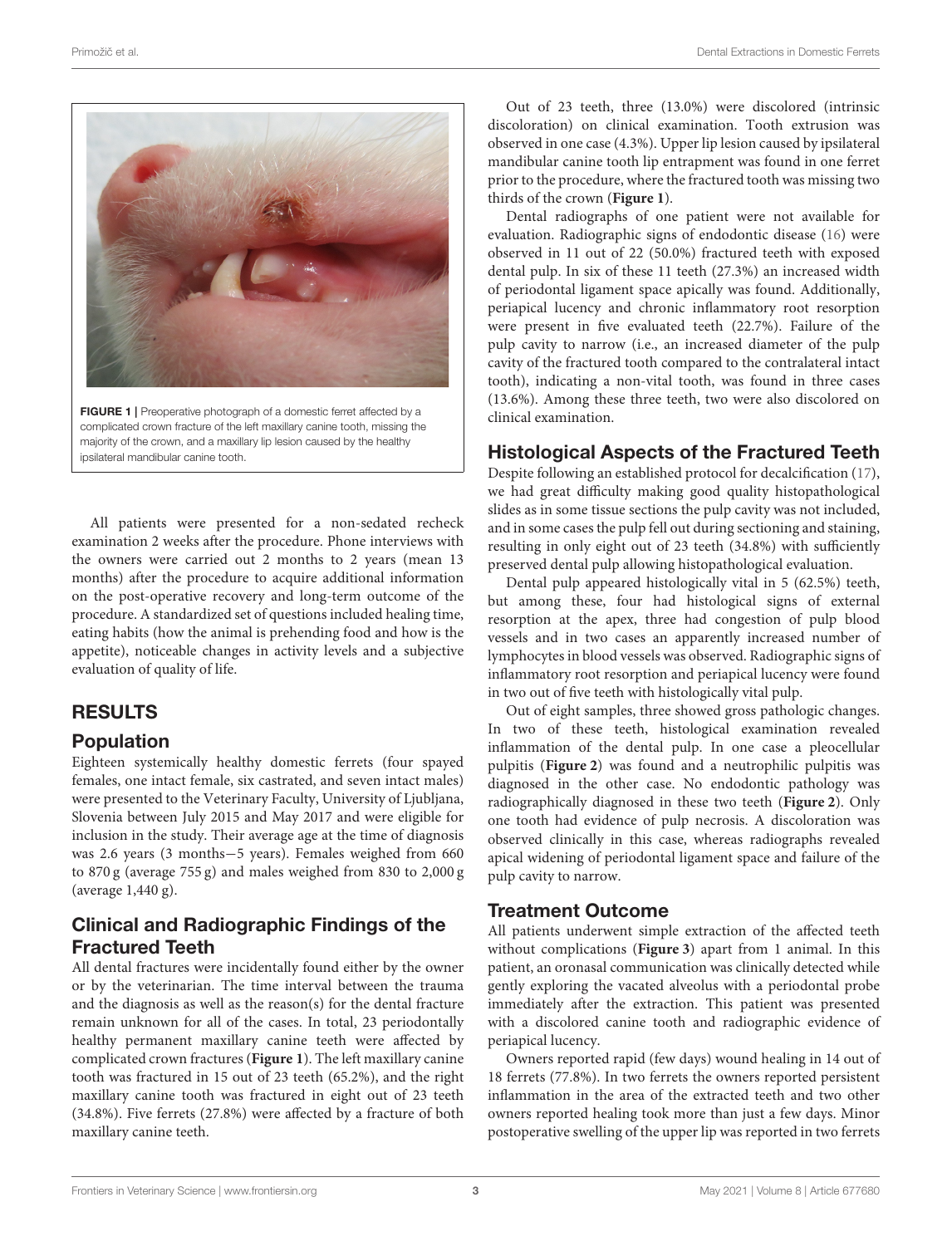FIGURE 1 | Preoperative photograph of a domestic ferret affected by a complicated crown fracture of the left maxillary canine tooth, missing the majority of the crown, and a maxillary lip lesion caused by the healthy ipsilateral mandibular canine tooth.

All patients were presented for a non-sedated recheck examination 2 weeks after the procedure. Phone interviews with the owners were carried out 2 months to 2 years (mean 13 months) after the procedure to acquire additional information on the post-operative recovery and long-term outcome of the procedure. A standardized set of questions included healing time, eating habits (how the animal is prehending food and how is the appetite), noticeable changes in activity levels and a subjective evaluation of quality of life.

## RESULTS

### Population

Eighteen systemically healthy domestic ferrets (four spayed females, one intact female, six castrated, and seven intact males) were presented to the Veterinary Faculty, University of Ljubljana, Slovenia between July 2015 and May 2017 and were eligible for inclusion in the study. Their average age at the time of diagnosis was 2.6 years (3 months—5 years). Females weighed from 660 to 870 g (average 755 g) and males weighed from 830 to 2,000 g (average 1,440 g).

### Clinical and Radiographic Findings of the Fractured Teeth

All dental fractures were incidentally found either by the owner or by the veterinarian. The time interval between the trauma and the diagnosis as well as the reason(s) for the dental fracture remain unknown for all of the cases. In total, 23 periodontally healthy permanent maxillary canine teeth were affected by complicated crown fractures (**Figure 1**). The left maxillary canine tooth was fractured in 15 out of 23 teeth (65.2%), and the right maxillary canine tooth was fractured in eight out of 23 teeth (34.8%). Five ferrets (27.8%) were affected by a fracture of both maxillary canine teeth.

Out of 23 teeth, three (13.0%) were discolored (intrinsic discoloration) on clinical examination. Tooth extrusion was observed in one case (4.3%). Upper lip lesion caused by ipsilateral mandibular canine tooth lip entrapment was found in one ferret prior to the procedure, where the fractured tooth was missing two thirds of the crown (**Figure 1**).

Dental radiographs of one patient were not available for evaluation. Radiographic signs of endodontic disease (16) were observed in 11 out of 22 (50.0%) fractured teeth with exposed dental pulp. In six of these 11 teeth (27.3%) an increased width of periodontal ligament space apically was found. Additionally, periapical lucency and chronic inflammatory root resorption were present in five evaluated teeth (22.7%). Failure of the pulp cavity to narrow (i.e., an increased diameter of the pulp cavity of the fractured tooth compared to the contralateral intact tooth), indicating a non-vital tooth, was found in three cases (13.6%). Among these three teeth, two were also discolored on clinical examination.

### Histological Aspects of the Fractured Teeth

Despite following an established protocol for decalcification (17), we had great difficulty making good quality histopathological slides as in some tissue sections the pulp cavity was not included, and in some cases the pulp fell out during sectioning and staining, resulting in only eight out of 23 teeth (34.8%) with sufficiently preserved dental pulp allowing histopathological evaluation.

Dental pulp appeared histologically vital in 5 (62.5%) teeth, but among these, four had histological signs of external resorption at the apex, three had congestion of pulp blood vessels and in two cases an apparently increased number of lymphocytes in blood vessels was observed. Radiographic signs of inflammatory root resorption and periapical lucency were found in two out of five teeth with histologically vital pulp.

Out of eight samples, three showed gross pathologic changes. In two of these teeth, histological examination revealed inflammation of the dental pulp. In one case a pleocellular pulpitis (**Figure 2**) was found and a neutrophilic pulpitis was diagnosed in the other case. No endodontic pathology was radiographically diagnosed in these two teeth (**Figure 2**). Only one tooth had evidence of pulp necrosis. A discoloration was observed clinically in this case, whereas radiographs revealed apical widening of periodontal ligament space and failure of the pulp cavity to narrow.

### Treatment Outcome

All patients underwent simple extraction of the affected teeth without complications (**Figure 3**) apart from 1 animal. In this patient, an oronasal communication was clinically detected while gently exploring the vacated alveolus with a periodontal probe immediately after the extraction. This patient was presented with a discolored canine tooth and radiographic evidence of periapical lucency.

Owners reported rapid (few days) wound healing in 14 out of 18 ferrets (77.8%). In two ferrets the owners reported persistent inflammation in the area of the extracted teeth and two other owners reported healing took more than just a few days. Minor postoperative swelling of the upper lip was reported in two ferrets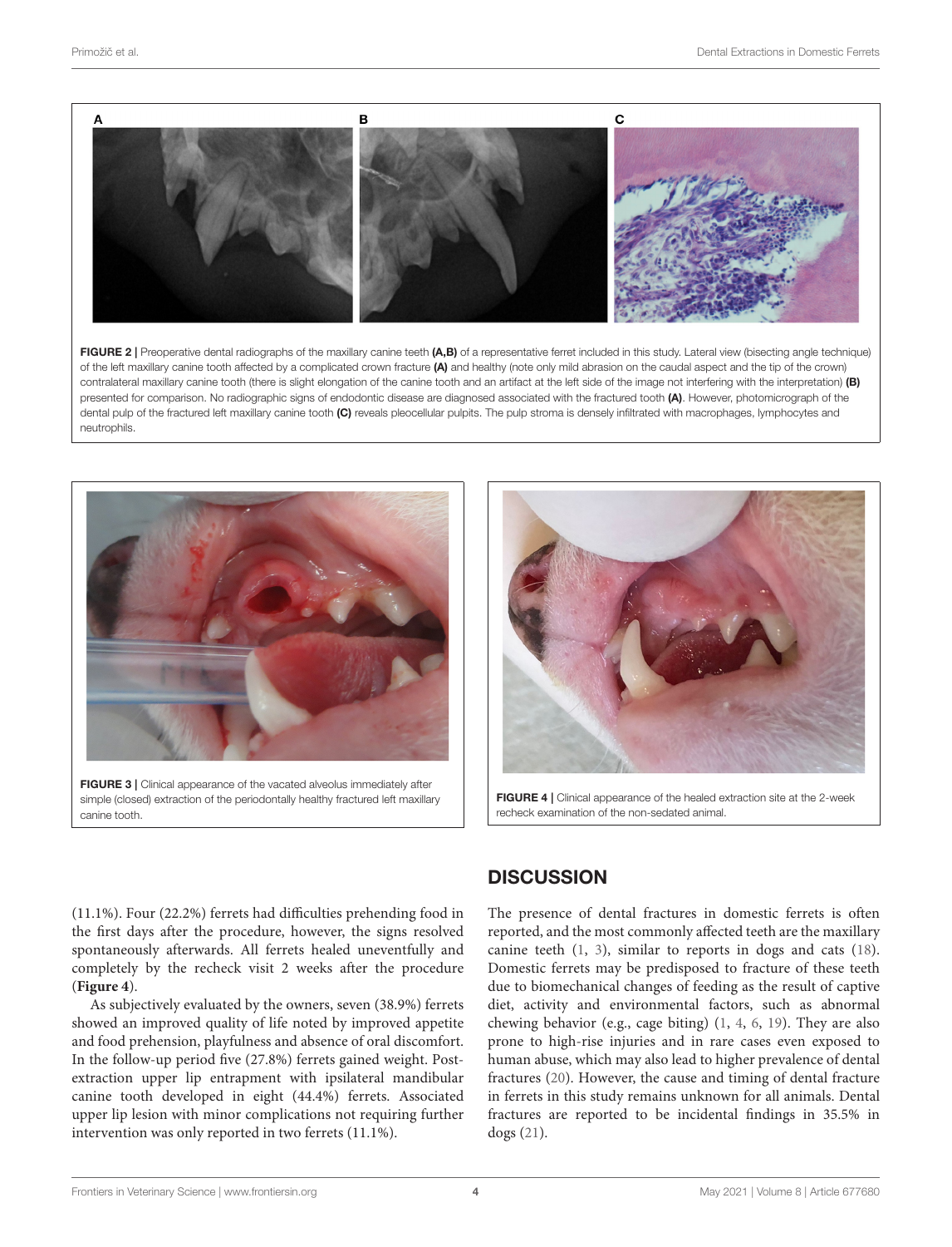**FIGURE 2 |** Preoperative dental radiographs of the maxillary canine teeth **(A,B)** of a representative ferret included in this study. Lateral view (bisecting angle technique) of the left maxillary canine tooth affected by a complicated crown fracture **(A)** and healthy (note only mild abrasion on the caudal aspect and the tip of the crown) contralateral maxillary canine tooth (there is slight elongation of the canine tooth and an artifact at the left side of the image not interfering with the interpretation) **(B)** presented for comparison. No radiographic signs of endodontic disease are diagnosed associated with the fractured tooth **(A)**. However, photomicrograph of the dental pulp of the fractured left maxillary canine tooth **(C)** reveals pleocellular pulpits. The pulp stroma is densely infiltrated with macrophages, lymphocytes and neutrophils.

**FIGURE 3 |** Clinical appearance of the vacated alveolus immediately after simple (closed) extraction of the periodontally healthy fractured left maxillary canine tooth.

**FIGURE 4 |** Clinical appearance of the healed extraction site at the 2-week recheck examination of the non-sedated animal.

(11.1%). Four (22.2%) ferrets had difficulties prehending food in the first days after the procedure, however, the signs resolved spontaneously afterwards. All ferrets healed uneventfully and completely by the recheck visit 2 weeks after the procedure (**Figure 4**).

As subjectively evaluated by the owners, seven (38.9%) ferrets showed an improved quality of life noted by improved appetite and food prehension, playfulness and absence of oral discomfort. In the follow-up period five (27.8%) ferrets gained weight. Post-extraction upper lip entrapment with ipsilateral mandibular canine tooth developed in eight (44.4%) ferrets. Associated upper lip lesion with minor complications not requiring further intervention was only reported in two ferrets (11.1%).

## DISCUSSION

The presence of dental fractures in domestic ferrets is often reported, and the most commonly affected teeth are the maxillary canine teeth (1, 3), similar to reports in dogs and cats (18). Domestic ferrets may be predisposed to fracture of these teeth due to biomechanical changes of feeding as the result of captive diet, activity and environmental factors, such as abnormal chewing behavior (e.g., cage biting) (1, 4, 6, 19). They are also prone to high-rise injuries and in rare cases even exposed to human abuse, which may also lead to higher prevalence of dental fractures (20). However, the cause and timing of dental fracture in ferrets in this study remains unknown for all animals. Dental fractures are reported to be incidental findings in 35.5% in dogs (21).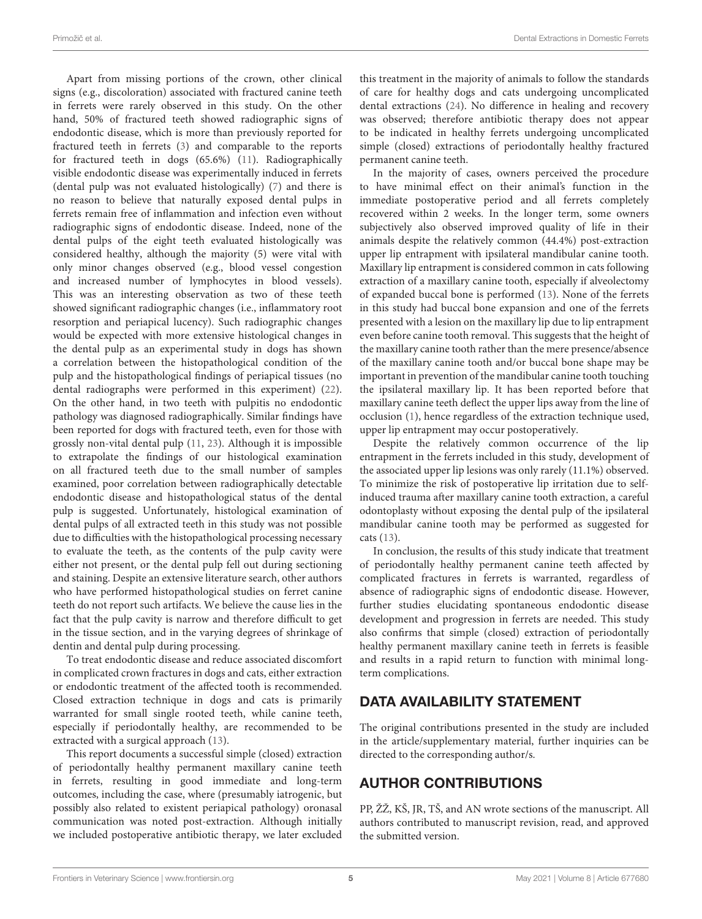Apart from missing portions of the crown, other clinical signs (e.g., discoloration) associated with fractured canine teeth in ferrets were rarely observed in this study. On the other hand, 50% of fractured teeth showed radiographic signs of endodontic disease, which is more than previously reported for fractured teeth in ferrets (3) and comparable to the reports for fractured teeth in dogs (65.6%) (11). Radiographically visible endodontic disease was experimentally induced in ferrets (dental pulp was not evaluated histologically) (7) and there is no reason to believe that naturally exposed dental pulps in ferrets remain free of inflammation and infection even without radiographic signs of endodontic disease. Indeed, none of the dental pulps of the eight teeth evaluated histologically was considered healthy, although the majority (5) were vital with only minor changes observed (e.g., blood vessel congestion and increased number of lymphocytes in blood vessels). This was an interesting observation as two of these teeth showed significant radiographic changes (i.e., inflammatory root resorption and periapical lucency). Such radiographic changes would be expected with more extensive histological changes in the dental pulp as an experimental study in dogs has shown a correlation between the histopathological condition of the pulp and the histopathological findings of periapical tissues (no dental radiographs were performed in this experiment) (22). On the other hand, in two teeth with pulpitis no endodontic pathology was diagnosed radiographically. Similar findings have been reported for dogs with fractured teeth, even for those with grossly non-vital dental pulp (11, 23). Although it is impossible to extrapolate the findings of our histological examination on all fractured teeth due to the small number of samples examined, poor correlation between radiographically detectable endodontic disease and histopathological status of the dental pulp is suggested. Unfortunately, histological examination of dental pulps of all extracted teeth in this study was not possible due to difficulties with the histopathological processing necessary to evaluate the teeth, as the contents of the pulp cavity were either not present, or the dental pulp fell out during sectioning and staining. Despite an extensive literature search, other authors who have performed histopathological studies on ferret canine teeth do not report such artifacts. We believe the cause lies in the fact that the pulp cavity is narrow and therefore difficult to get in the tissue section, and in the varying degrees of shrinkage of dentin and dental pulp during processing.

To treat endodontic disease and reduce associated discomfort in complicated crown fractures in dogs and cats, either extraction or endodontic treatment of the affected tooth is recommended. Closed extraction technique in dogs and cats is primarily warranted for small single rooted teeth, while canine teeth, especially if periodontally healthy, are recommended to be extracted with a surgical approach (13).

This report documents a successful simple (closed) extraction of periodontally healthy permanent maxillary canine teeth in ferrets, resulting in good immediate and long-term outcomes, including the case, where (presumably iatrogenic, but possibly also related to existent periapical pathology) oronasal communication was noted post-extraction. Although initially we included postoperative antibiotic therapy, we later excluded this treatment in the majority of animals to follow the standards of care for healthy dogs and cats undergoing uncomplicated dental extractions (24). No difference in healing and recovery was observed; therefore antibiotic therapy does not appear to be indicated in healthy ferrets undergoing uncomplicated simple (closed) extractions of periodontally healthy fractured permanent canine teeth.

In the majority of cases, owners perceived the procedure to have minimal effect on their animal's function in the immediate postoperative period and all ferrets completely recovered within 2 weeks. In the longer term, some owners subjectively also observed improved quality of life in their animals despite the relatively common (44.4%) post-extraction upper lip entrapment with ipsilateral mandibular canine tooth. Maxillary lip entrapment is considered common in cats following extraction of a maxillary canine tooth, especially if alveolectomy of expanded buccal bone is performed (13). None of the ferrets in this study had buccal bone expansion and one of the ferrets presented with a lesion on the maxillary lip due to lip entrapment even before canine tooth removal. This suggests that the height of the maxillary canine tooth rather than the mere presence/absence of the maxillary canine tooth and/or buccal bone shape may be important in prevention of the mandibular canine tooth touching the ipsilateral maxillary lip. It has been reported before that maxillary canine teeth deflect the upper lips away from the line of occlusion (1), hence regardless of the extraction technique used, upper lip entrapment may occur postoperatively.

Despite the relatively common occurrence of the lip entrapment in the ferrets included in this study, development of the associated upper lip lesions was only rarely (11.1%) observed. To minimize the risk of postoperative lip irritation due to self-induced trauma after maxillary canine tooth extraction, a careful odontoplasty without exposing the dental pulp of the ipsilateral mandibular canine tooth may be performed as suggested for cats (13).

In conclusion, the results of this study indicate that treatment of periodontally healthy permanent canine teeth affected by complicated fractures in ferrets is warranted, regardless of absence of radiographic signs of endodontic disease. However, further studies elucidating spontaneous endodontic disease development and progression in ferrets are needed. This study also confirms that simple (closed) extraction of periodontally healthy permanent maxillary canine teeth in ferrets is feasible and results in a rapid return to function with minimal long-term complications.

## DATA AVAILABILITY STATEMENT

The original contributions presented in the study are included in the article/supplementary material, further inquiries can be directed to the corresponding author/s.

## AUTHOR CONTRIBUTIONS

PP, ŽŽ, KŠ, JR, TŠ, and AN wrote sections of the manuscript. All authors contributed to manuscript revision, read, and approved the submitted version.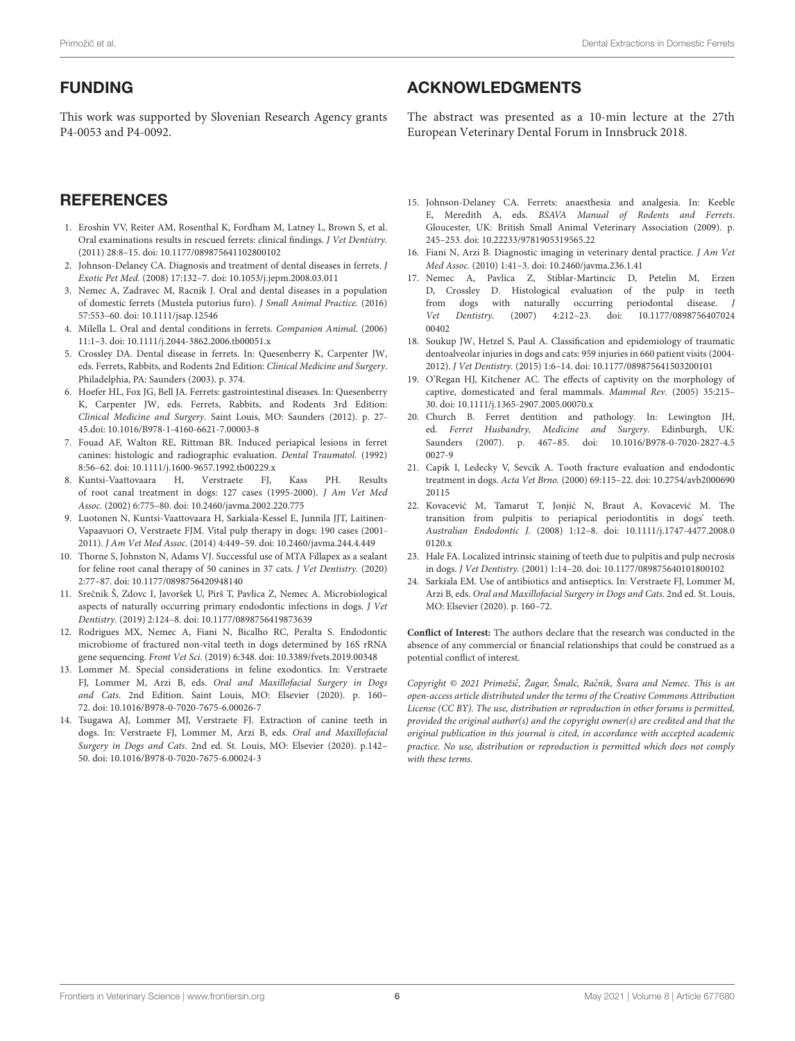## FUNDING

This work was supported by Slovenian Research Agency grants P4-0053 and P4-0092.

## ACKNOWLEDGMENTS

The abstract was presented as a 10-min lecture at the 27th European Veterinary Dental Forum in Innsbruck 2018.

## REFERENCES

1. Eroshin VV, Reiter AM, Rosenthal K, Fordham M, Latney L, Brown S, et al. Oral examinations results in rescued ferrets: clinical findings. *J Vet Dentistry.* (2011) 28:8–15. doi: 10.1177/089875641102800102
2. Johnson-Delaney CA. Diagnosis and treatment of dental diseases in ferrets. *J Exotic Pet Med.* (2008) 17:132–7. doi: 10.1053/j.jepm.2008.03.011
3. Nemec A, Zadravec M, Racnik J. Oral and dental diseases in a population of domestic ferrets (Mustela putorius furo). *J Small Animal Practice.* (2016) 57:553–60. doi: 10.1111/jsap.12546
4. Milella L. Oral and dental conditions in ferrets. *Companion Animal.* (2006) 11:1–3. doi: 10.1111/j.2044-3862.2006.tb00051.x
5. Crossley DA. Dental disease in ferrets. In: Quesenberry K, Carpenter JW, eds. Ferrets, Rabbits, and Rodents 2nd Edition: *Clinical Medicine and Surgery*. Philadelphia, PA: Saunders (2003). p. 374.
6. Hoefer HL, Fox JG, Bell JA. Ferrets: gastrointestinal diseases. In: Quesenberry K, Carpenter JW, eds. Ferrets, Rabbits, and Rodents 3rd Edition: *Clinical Medicine and Surgery*. Saint Louis, MO: Saunders (2012). p. 27-45.doi: 10.1016/B978-1-4160-6621-7.00003-8
7. Fouad AF, Walton RE, Rittman BR. Induced periapical lesions in ferret canines: histologic and radiographic evaluation. *Dental Traumatol.* (1992) 8:56–62. doi: 10.1111/j.1600-9657.1992.tb00229.x
8. Kuntsi-Vaattovaara H, Verstraete FJ, Kass PH. Results of root canal treatment in dogs: 127 cases (1995-2000). *J Am Vet Med Assoc.* (2002) 6:775–80. doi: 10.2460/javma.2002.220.775
9. Luotonen N, Kuntsi-Vaattovaara H, Sarkiala-Kessel E, Junnila JJT, Laitinen-Vapaavuori O, Verstraete FJM. Vital pulp therapy in dogs: 190 cases (2001-2011). *J Am Vet Med Assoc.* (2014) 4:449–59. doi: 10.2460/javma.244.4.449
10. Thorne S, Johnston N, Adams VJ. Successful use of MTA Fillapex as a sealant for feline root canal therapy of 50 canines in 37 cats. *J Vet Dentistry.* (2020) 2:77–87. doi: 10.1177/0898756420948140
11. Srečnik Š, Zdovc I, Javoršek U, Pirš T, Pavlica Z, Nemec A. Microbiological aspects of naturally occurring primary endodontic infections in dogs. *J Vet Dentistry*. (2019) 2:124–8. doi: 10.1177/0898756419873639
12. Rodrigues MX, Nemec A, Fiani N, Bicalho RC, Peralta S. Endodontic microbiome of fractured non-vital teeth in dogs determined by 16S rRNA gene sequencing. *Front Vet Sci.* (2019) 6:348. doi: 10.3389/fvets.2019.00348
13. Lommer M. Special considerations in feline exodontics. In: Verstraete FJ, Lommer M, Arzi B, eds. *Oral and Maxillofacial Surgery in Dogs and Cats*. 2nd Edition. Saint Louis, MO: Elsevier (2020). p. 160–72. doi: 10.1016/B978-0-7020-7675-6.00026-7
14. Tsugawa AJ, Lommer MJ, Verstraete FJ. Extraction of canine teeth in dogs. In: Verstraete FJ, Lommer M, Arzi B, eds. *Oral and Maxillofacial Surgery in Dogs and Cats*. 2nd ed. St. Louis, MO: Elsevier (2020). p.142–50. doi: 10.1016/B978-0-7020-7675-6.00024-3
15. Johnson-Delaney CA. Ferrets: anaesthesia and analgesia. In: Keeble E, Meredith A, eds. *BSAVA Manual of Rodents and Ferrets*. Gloucester, UK: British Small Animal Veterinary Association (2009). p. 245–253. doi: 10.22233/9781905319565.22
16. Fiani N, Arzi B. Diagnostic imaging in veterinary dental practice. *J Am Vet Med Assoc.* (2010) 1:41–3. doi: 10.2460/javma.236.1.41
17. Nemec A, Pavlica Z, Stiblar-Martincic D, Petelin M, Erzen D, Crossley D. Histological evaluation of the pulp in teeth from dogs with naturally occurring periodontal disease. *J Vet Dentistry.* (2007) 4:212–23. doi: 10.1177/089875640702400402
18. Soukup JW, Hetzel S, Paul A. Classification and epidemiology of traumatic dentoalveolar injuries in dogs and cats: 959 injuries in 660 patient visits (2004-2012). *J Vet Dentistry.* (2015) 1:6–14. doi: 10.1177/089875641503200101
19. O'Regan HJ, Kitchener AC. The effects of captivity on the morphology of captive, domesticated and feral mammals. *Mammal Rev.* (2005) 35:215–30. doi: 10.1111/j.1365-2907.2005.00070.x
20. Church B. Ferret dentition and pathology. In: Lewington JH, ed. *Ferret Husbandry, Medicine and Surgery*. Edinburgh, UK: Saunders (2007). p. 467–85. doi: 10.1016/B978-0-7020-2827-4.50027-9
21. Capik I, Ledecky V, Sevcik A. Tooth fracture evaluation and endodontic treatment in dogs. *Acta Vet Brno.* (2000) 69:115–22. doi: 10.2754/avb200069020115
22. Kovacević M, Tamarut T, Jonjić N, Braut A, Kovacević M. The transition from pulpitis to periapical periodontitis in dogs' teeth. *Australian Endodontic J.* (2008) 1:12–8. doi: 10.1111/j.1747-4477.2008.00120.x
23. Hale FA. Localized intrinsic staining of teeth due to pulpitis and pulp necrosis in dogs. *J Vet Dentistry.* (2001) 1:14–20. doi: 10.1177/089875640101800102
24. Sarkiala EM. Use of antibiotics and antiseptics. In: Verstraete FJ, Lommer M, Arzi B, eds. *Oral and Maxillofacial Surgery in Dogs and Cats*. 2nd ed. St. Louis, MO: Elsevier (2020). p. 160–72.

**Conflict of Interest:** The authors declare that the research was conducted in the absence of any commercial or financial relationships that could be construed as a potential conflict of interest.

*Copyright © 2021 Primožič, Žagar, Šmalc, Račnik, Švara and Nemec. This is an open-access article distributed under the terms of the Creative Commons Attribution License (CC BY). The use, distribution or reproduction in other forums is permitted, provided the original author(s) and the copyright owner(s) are credited and that the original publication in this journal is cited, in accordance with accepted academic practice. No use, distribution or reproduction is permitted which does not comply with these terms.*